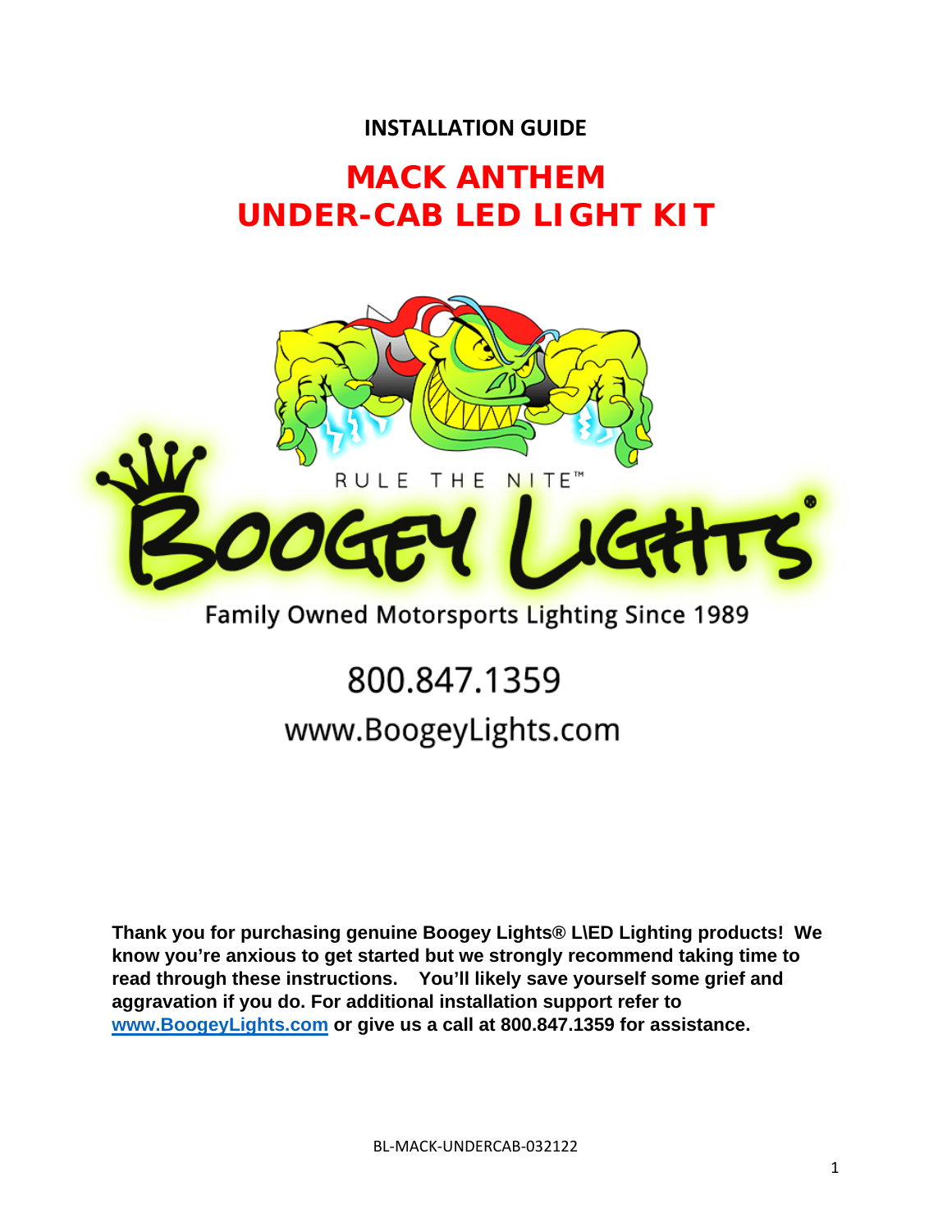**INSTALLATION GUIDE**

# MACK ANTHEM
# UNDER-CAB LED LIGHT KIT

RULE THE NITE™

BOOGEY LIGHTS®

Family Owned Motorsports Lighting Since 1989

800.847.1359

www.BoogeyLights.com

**Thank you for purchasing genuine Boogey Lights® L\ED Lighting products! We know you're anxious to get started but we strongly recommend taking time to read through these instructions. You'll likely save yourself some grief and aggravation if you do. For additional installation support refer to [www.BoogeyLights.com](http://www.BoogeyLights.com) or give us a call at 800.847.1359 for assistance.**

BL-MACK-UNDERCAB-032122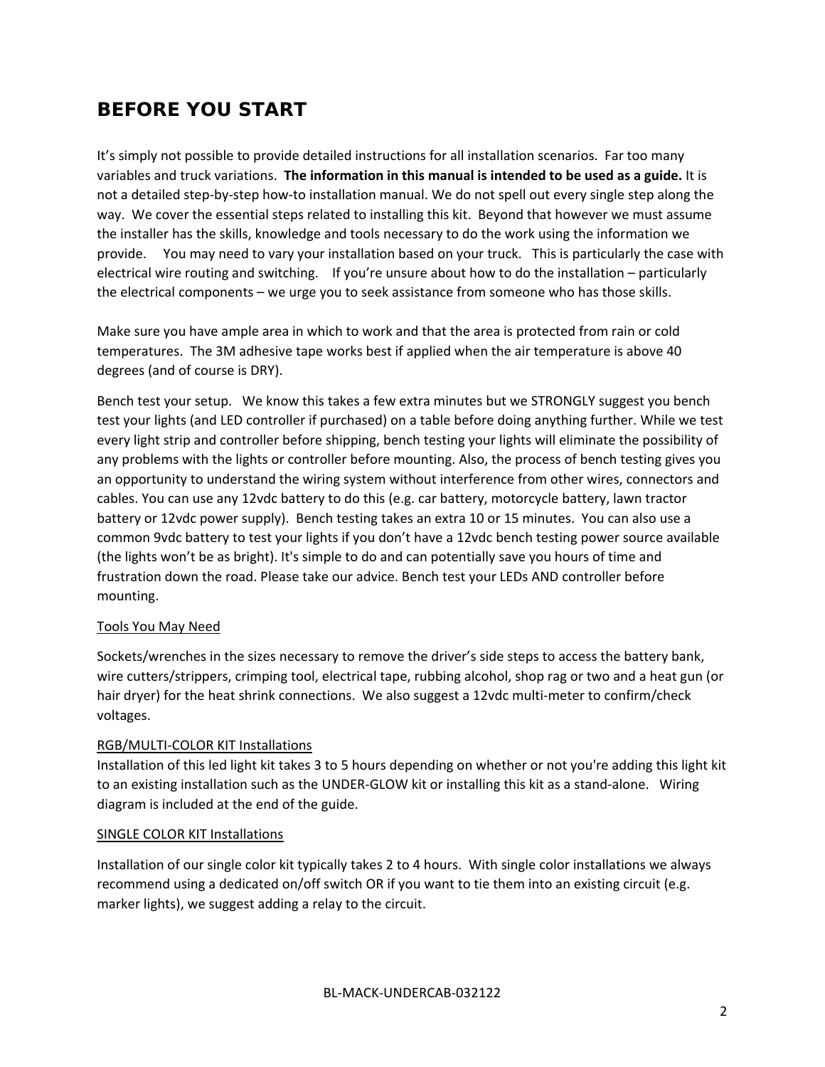# BEFORE YOU START

It's simply not possible to provide detailed instructions for all installation scenarios. Far too many variables and truck variations. **The information in this manual is intended to be used as a guide.** It is not a detailed step-by-step how-to installation manual. We do not spell out every single step along the way. We cover the essential steps related to installing this kit. Beyond that however we must assume the installer has the skills, knowledge and tools necessary to do the work using the information we provide. You may need to vary your installation based on your truck. This is particularly the case with electrical wire routing and switching. If you're unsure about how to do the installation – particularly the electrical components – we urge you to seek assistance from someone who has those skills.

Make sure you have ample area in which to work and that the area is protected from rain or cold temperatures. The 3M adhesive tape works best if applied when the air temperature is above 40 degrees (and of course is DRY).

Bench test your setup. We know this takes a few extra minutes but we STRONGLY suggest you bench test your lights (and LED controller if purchased) on a table before doing anything further. While we test every light strip and controller before shipping, bench testing your lights will eliminate the possibility of any problems with the lights or controller before mounting. Also, the process of bench testing gives you an opportunity to understand the wiring system without interference from other wires, connectors and cables. You can use any 12vdc battery to do this (e.g. car battery, motorcycle battery, lawn tractor battery or 12vdc power supply). Bench testing takes an extra 10 or 15 minutes. You can also use a common 9vdc battery to test your lights if you don't have a 12vdc bench testing power source available (the lights won't be as bright). It's simple to do and can potentially save you hours of time and frustration down the road. Please take our advice. Bench test your LEDs AND controller before mounting.

Tools You May Need

Sockets/wrenches in the sizes necessary to remove the driver's side steps to access the battery bank, wire cutters/strippers, crimping tool, electrical tape, rubbing alcohol, shop rag or two and a heat gun (or hair dryer) for the heat shrink connections. We also suggest a 12vdc multi-meter to confirm/check voltages.

RGB/MULTI-COLOR KIT Installations

Installation of this led light kit takes 3 to 5 hours depending on whether or not you're adding this light kit to an existing installation such as the UNDER-GLOW kit or installing this kit as a stand-alone. Wiring diagram is included at the end of the guide.

SINGLE COLOR KIT Installations

Installation of our single color kit typically takes 2 to 4 hours. With single color installations we always recommend using a dedicated on/off switch OR if you want to tie them into an existing circuit (e.g. marker lights), we suggest adding a relay to the circuit.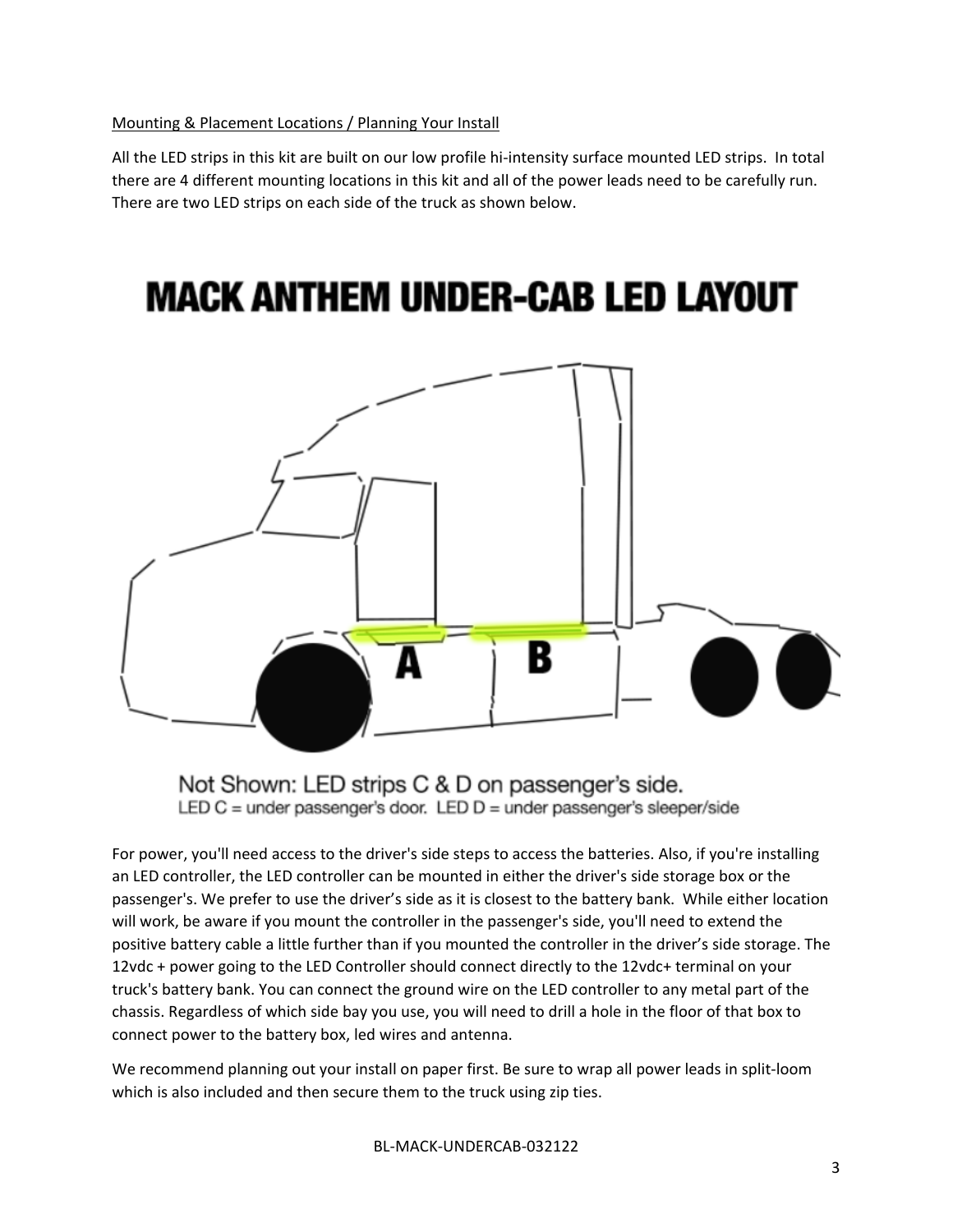Mounting & Placement Locations / Planning Your Install

All the LED strips in this kit are built on our low profile hi-intensity surface mounted LED strips. In total there are 4 different mounting locations in this kit and all of the power leads need to be carefully run. There are two LED strips on each side of the truck as shown below.

# MACK ANTHEM UNDER-CAB LED LAYOUT

A

B

Not Shown: LED strips C & D on passenger's side.
LED C = under passenger's door. LED D = under passenger's sleeper/side

For power, you'll need access to the driver's side steps to access the batteries. Also, if you're installing an LED controller, the LED controller can be mounted in either the driver's side storage box or the passenger's. We prefer to use the driver's side as it is closest to the battery bank. While either location will work, be aware if you mount the controller in the passenger's side, you'll need to extend the positive battery cable a little further than if you mounted the controller in the driver's side storage. The 12vdc + power going to the LED Controller should connect directly to the 12vdc+ terminal on your truck's battery bank. You can connect the ground wire on the LED controller to any metal part of the chassis. Regardless of which side bay you use, you will need to drill a hole in the floor of that box to connect power to the battery box, led wires and antenna.

We recommend planning out your install on paper first. Be sure to wrap all power leads in split-loom which is also included and then secure them to the truck using zip ties.

BL-MACK-UNDERCAB-032122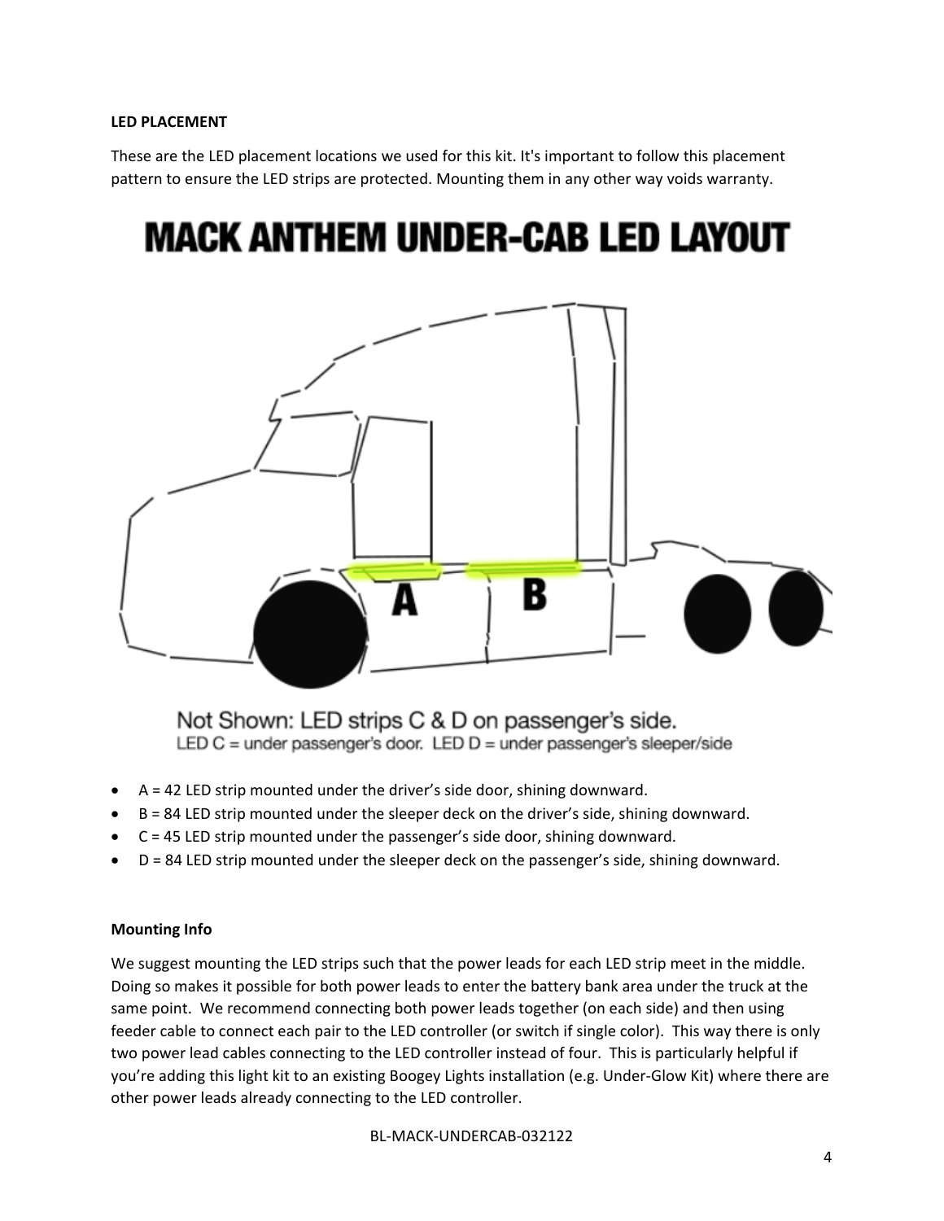**LED PLACEMENT**

These are the LED placement locations we used for this kit. It's important to follow this placement pattern to ensure the LED strips are protected. Mounting them in any other way voids warranty.

## MACK ANTHEM UNDER-CAB LED LAYOUT

Not Shown: LED strips C & D on passenger's side.

LED C = under passenger's door. LED D = under passenger's sleeper/side

- A = 42 LED strip mounted under the driver's side door, shining downward.
- B = 84 LED strip mounted under the sleeper deck on the driver's side, shining downward.
- C = 45 LED strip mounted under the passenger's side door, shining downward.
- D = 84 LED strip mounted under the sleeper deck on the passenger's side, shining downward.

**Mounting Info**

We suggest mounting the LED strips such that the power leads for each LED strip meet in the middle. Doing so makes it possible for both power leads to enter the battery bank area under the truck at the same point. We recommend connecting both power leads together (on each side) and then using feeder cable to connect each pair to the LED controller (or switch if single color). This way there is only two power lead cables connecting to the LED controller instead of four. This is particularly helpful if you're adding this light kit to an existing Boogey Lights installation (e.g. Under-Glow Kit) where there are other power leads already connecting to the LED controller.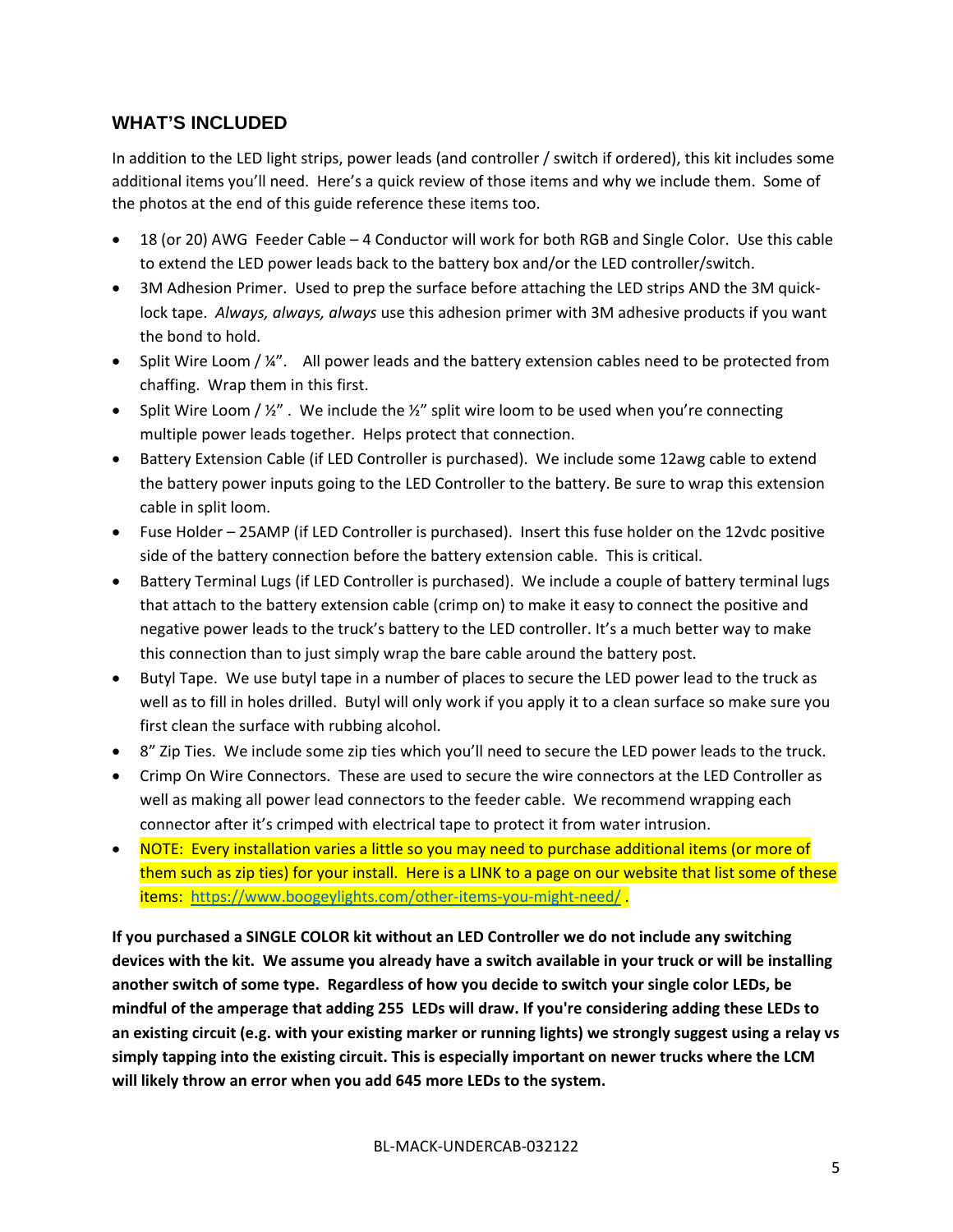## WHAT'S INCLUDED

In addition to the LED light strips, power leads (and controller / switch if ordered), this kit includes some additional items you'll need. Here's a quick review of those items and why we include them. Some of the photos at the end of this guide reference these items too.

- 18 (or 20) AWG Feeder Cable – 4 Conductor will work for both RGB and Single Color. Use this cable to extend the LED power leads back to the battery box and/or the LED controller/switch.
- 3M Adhesion Primer. Used to prep the surface before attaching the LED strips AND the 3M quick-lock tape. *Always, always, always* use this adhesion primer with 3M adhesive products if you want the bond to hold.
- Split Wire Loom / ¼". All power leads and the battery extension cables need to be protected from chaffing. Wrap them in this first.
- Split Wire Loom / ½" . We include the ½" split wire loom to be used when you're connecting multiple power leads together. Helps protect that connection.
- Battery Extension Cable (if LED Controller is purchased). We include some 12awg cable to extend the battery power inputs going to the LED Controller to the battery. Be sure to wrap this extension cable in split loom.
- Fuse Holder – 25AMP (if LED Controller is purchased). Insert this fuse holder on the 12vdc positive side of the battery connection before the battery extension cable. This is critical.
- Battery Terminal Lugs (if LED Controller is purchased). We include a couple of battery terminal lugs that attach to the battery extension cable (crimp on) to make it easy to connect the positive and negative power leads to the truck's battery to the LED controller. It's a much better way to make this connection than to just simply wrap the bare cable around the battery post.
- Butyl Tape. We use butyl tape in a number of places to secure the LED power lead to the truck as well as to fill in holes drilled. Butyl will only work if you apply it to a clean surface so make sure you first clean the surface with rubbing alcohol.
- 8" Zip Ties. We include some zip ties which you'll need to secure the LED power leads to the truck.
- Crimp On Wire Connectors. These are used to secure the wire connectors at the LED Controller as well as making all power lead connectors to the feeder cable. We recommend wrapping each connector after it's crimped with electrical tape to protect it from water intrusion.
- NOTE: Every installation varies a little so you may need to purchase additional items (or more of them such as zip ties) for your install. Here is a LINK to a page on our website that list some of these items: https://www.boogeylights.com/other-items-you-might-need/ .

**If you purchased a SINGLE COLOR kit without an LED Controller we do not include any switching devices with the kit. We assume you already have a switch available in your truck or will be installing another switch of some type. Regardless of how you decide to switch your single color LEDs, be mindful of the amperage that adding 255 LEDs will draw. If you're considering adding these LEDs to an existing circuit (e.g. with your existing marker or running lights) we strongly suggest using a relay vs simply tapping into the existing circuit. This is especially important on newer trucks where the LCM will likely throw an error when you add 645 more LEDs to the system.**

BL-MACK-UNDERCAB-032122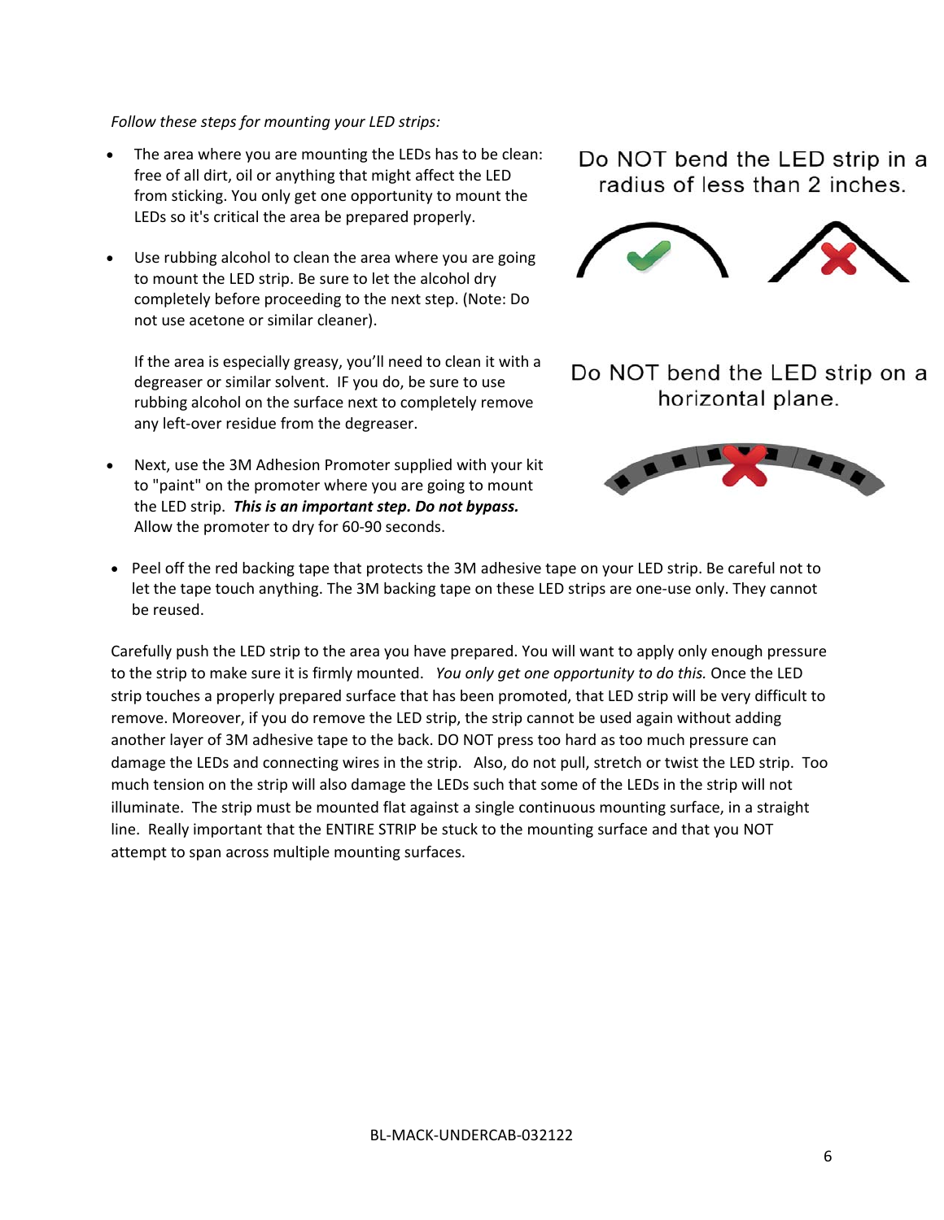*Follow these steps for mounting your LED strips:*

- The area where you are mounting the LEDs has to be clean: free of all dirt, oil or anything that might affect the LED from sticking. You only get one opportunity to mount the LEDs so it's critical the area be prepared properly.
- Use rubbing alcohol to clean the area where you are going to mount the LED strip. Be sure to let the alcohol dry completely before proceeding to the next step. (Note: Do not use acetone or similar cleaner).

  If the area is especially greasy, you'll need to clean it with a degreaser or similar solvent. IF you do, be sure to use rubbing alcohol on the surface next to completely remove any left-over residue from the degreaser.
- Next, use the 3M Adhesion Promoter supplied with your kit to "paint" on the promoter where you are going to mount the LED strip. ***This is an important step. Do not bypass.*** Allow the promoter to dry for 60-90 seconds.

Do NOT bend the LED strip in a radius of less than 2 inches.

Do NOT bend the LED strip on a horizontal plane.

- Peel off the red backing tape that protects the 3M adhesive tape on your LED strip. Be careful not to let the tape touch anything. The 3M backing tape on these LED strips are one-use only. They cannot be reused.

Carefully push the LED strip to the area you have prepared. You will want to apply only enough pressure to the strip to make sure it is firmly mounted. *You only get one opportunity to do this.* Once the LED strip touches a properly prepared surface that has been promoted, that LED strip will be very difficult to remove. Moreover, if you do remove the LED strip, the strip cannot be used again without adding another layer of 3M adhesive tape to the back. DO NOT press too hard as too much pressure can damage the LEDs and connecting wires in the strip. Also, do not pull, stretch or twist the LED strip. Too much tension on the strip will also damage the LEDs such that some of the LEDs in the strip will not illuminate. The strip must be mounted flat against a single continuous mounting surface, in a straight line. Really important that the ENTIRE STRIP be stuck to the mounting surface and that you NOT attempt to span across multiple mounting surfaces.

BL-MACK-UNDERCAB-032122